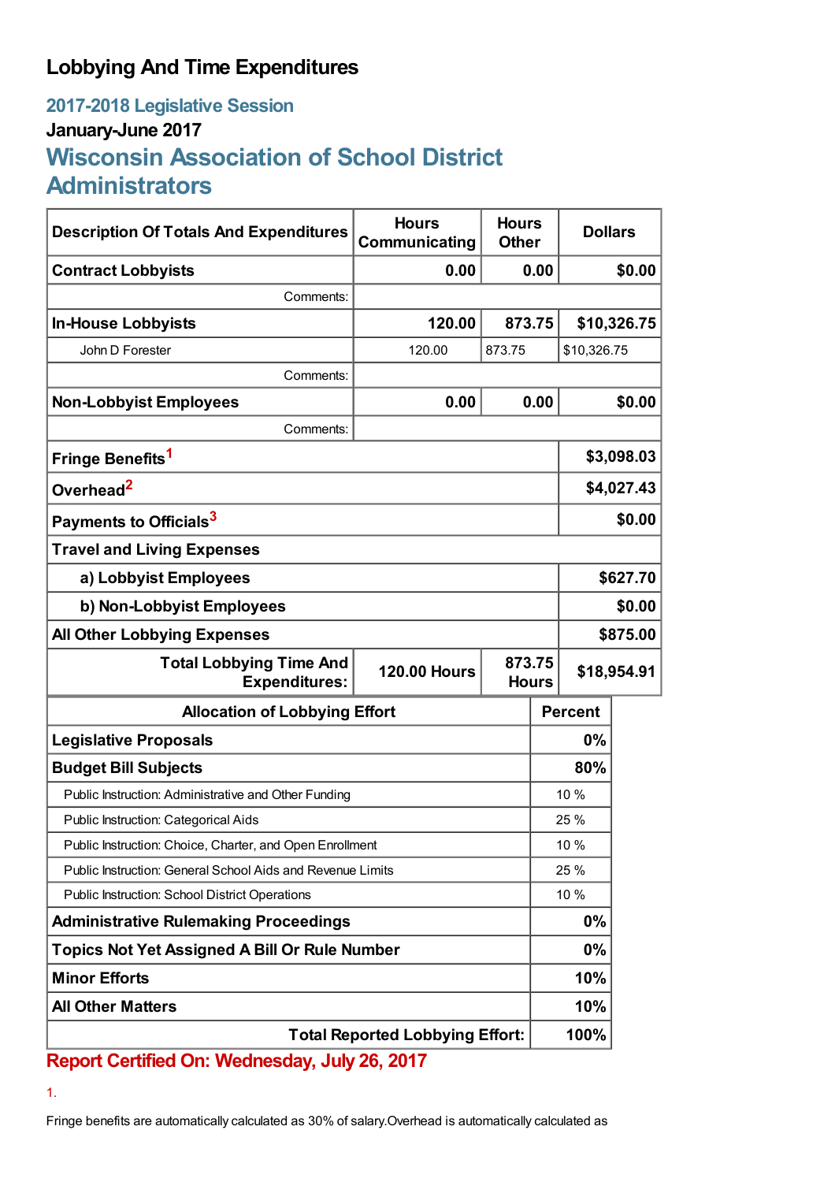# Lobbying And Time Expenditures

## 2017-2018 Legislative Session

### January-June 2017

## Wisconsin Association of School District Administrators

| Description Of Totals And Expenditures | Hours Communicating | Hours Other | Dollars |
|---|---|---|---|
| **Contract Lobbyists** | **0.00** | **0.00** | **$0.00** |
| Comments: | | | |
| **In-House Lobbyists** | **120.00** | **873.75** | **$10,326.75** |
| John D Forester | 120.00 | 873.75 | $10,326.75 |
| Comments: | | | |
| **Non-Lobbyist Employees** | **0.00** | **0.00** | **$0.00** |
| Comments: | | | |
| **Fringe Benefits[1]** | | | **$3,098.03** |
| **Overhead[2]** | | | **$4,027.43** |
| **Payments to Officials[3]** | | | **$0.00** |
| **Travel and Living Expenses** | | | |
| **a) Lobbyist Employees** | | | **$627.70** |
| **b) Non-Lobbyist Employees** | | | **$0.00** |
| **All Other Lobbying Expenses** | | | **$875.00** |
| **Total Lobbying Time And Expenditures:** | **120.00 Hours** | **873.75 Hours** | **$18,954.91** |

| Allocation of Lobbying Effort | Percent |
|---|---|
| **Legislative Proposals** | **0%** |
| **Budget Bill Subjects** | **80%** |
| Public Instruction: Administrative and Other Funding | 10 % |
| Public Instruction: Categorical Aids | 25 % |
| Public Instruction: Choice, Charter, and Open Enrollment | 10 % |
| Public Instruction: General School Aids and Revenue Limits | 25 % |
| Public Instruction: School District Operations | 10 % |
| **Administrative Rulemaking Proceedings** | **0%** |
| **Topics Not Yet Assigned A Bill Or Rule Number** | **0%** |
| **Minor Efforts** | **10%** |
| **All Other Matters** | **10%** |
| **Total Reported Lobbying Effort:** | **100%** |

**Report Certified On: Wednesday, July 26, 2017**

1.

Fringe benefits are automatically calculated as 30% of salary.Overhead is automatically calculated as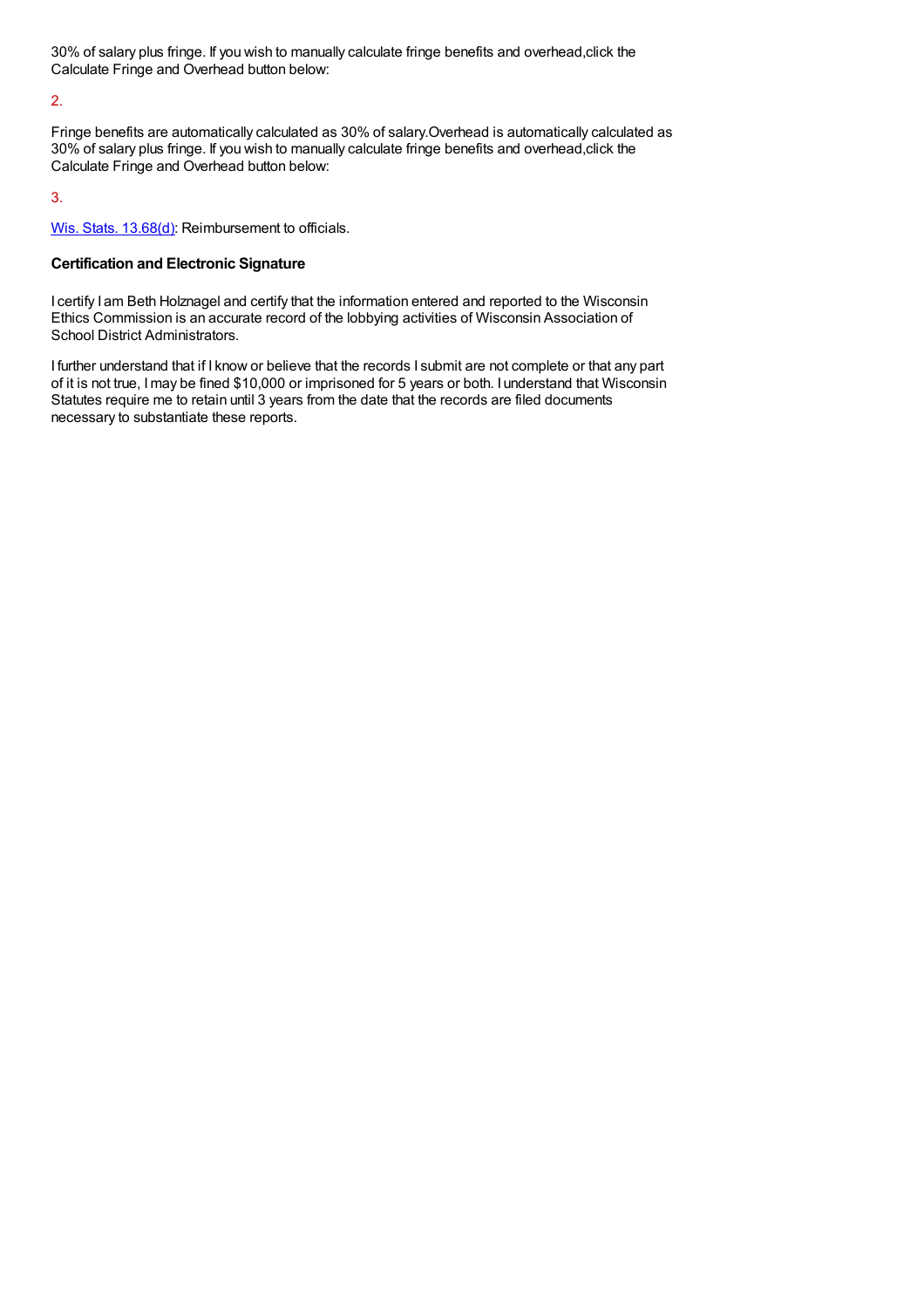30% of salary plus fringe. If you wish to manually calculate fringe benefits and overhead,click the Calculate Fringe and Overhead button below:

2.

Fringe benefits are automatically calculated as 30% of salary.Overhead is automatically calculated as 30% of salary plus fringe. If you wish to manually calculate fringe benefits and overhead,click the Calculate Fringe and Overhead button below:

3.

Wis. Stats. 13.68(d): Reimbursement to officials.

### Certification and Electronic Signature

I certify I am Beth Holznagel and certify that the information entered and reported to the Wisconsin Ethics Commission is an accurate record of the lobbying activities of Wisconsin Association of School District Administrators.

I further understand that if I know or believe that the records I submit are not complete or that any part of it is not true, I may be fined $10,000 or imprisoned for 5 years or both. I understand that Wisconsin Statutes require me to retain until 3 years from the date that the records are filed documents necessary to substantiate these reports.